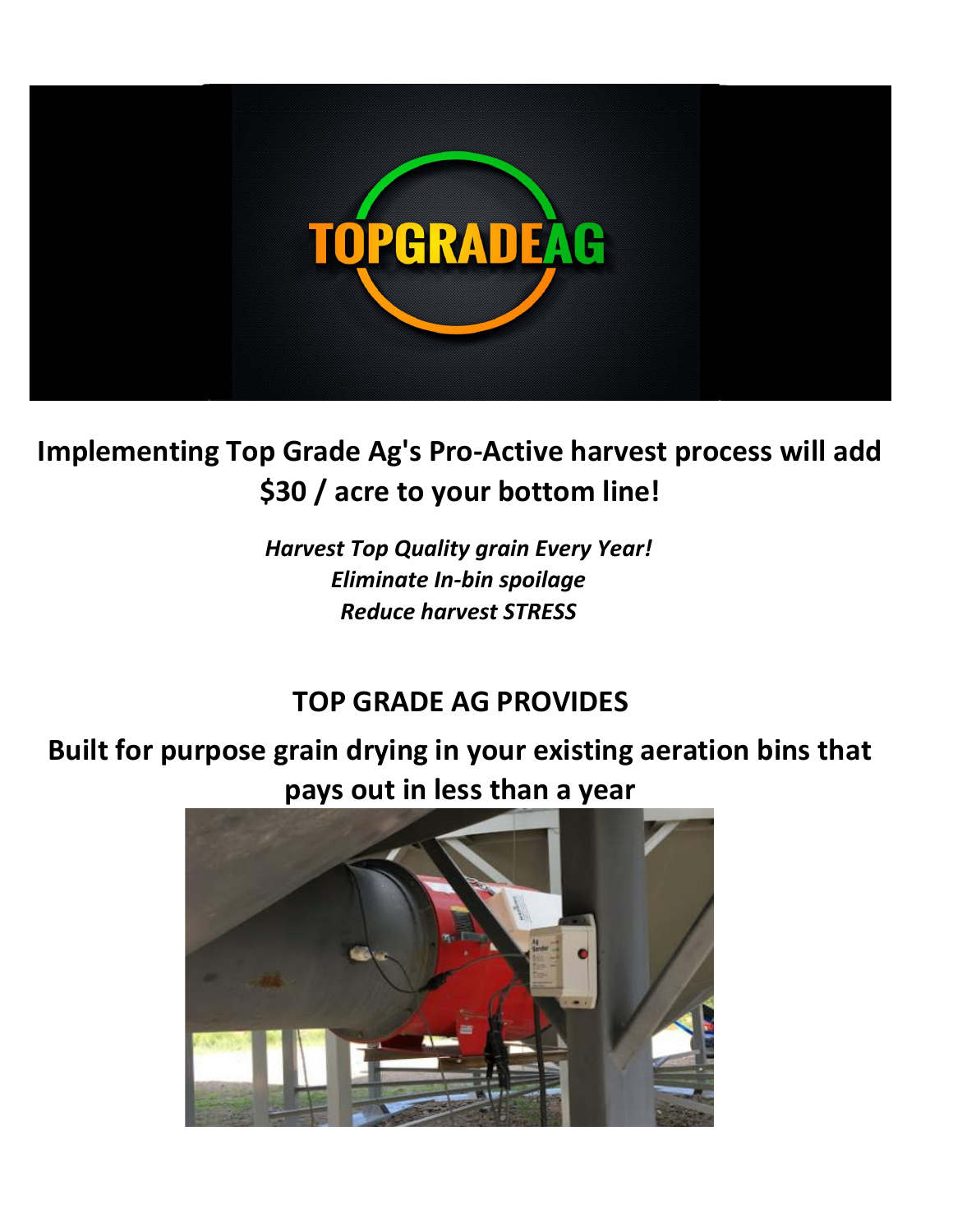**Implementing Top Grade Ag's Pro-Active harvest process will add $30 / acre to your bottom line!**

*Harvest Top Quality grain Every Year!*
*Eliminate In-bin spoilage*
*Reduce harvest STRESS*

## TOP GRADE AG PROVIDES

**Built for purpose grain drying in your existing aeration bins that pays out in less than a year**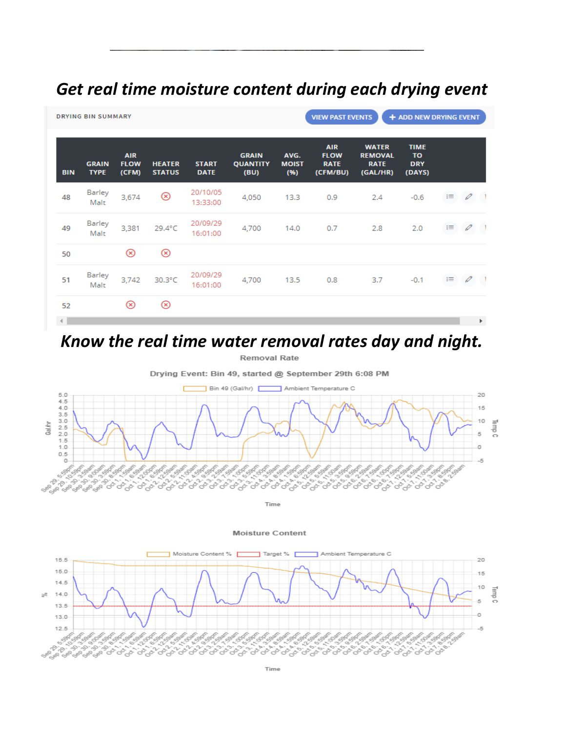# *Get real time moisture content during each drying event*

DRYING BIN SUMMARY

VIEW PAST EVENTS | + ADD NEW DRYING EVENT

| BIN | GRAIN TYPE | AIR FLOW (CFM) | HEATER STATUS | START DATE | GRAIN QUANTITY (BU) | AVG. MOIST (%) | AIR FLOW RATE (CFM/BU) | WATER REMOVAL RATE (GAL/HR) | TIME TO DRY (DAYS) |
|---|---|---|---|---|---|---|---|---|---|
| 48 | Barley Malt | 3,674 | ⊗ | 20/10/05 13:33:00 | 4,050 | 13.3 | 0.9 | 2.4 | -0.6 |
| 49 | Barley Malt | 3,381 | 29.4°C | 20/09/29 16:01:00 | 4,700 | 14.0 | 0.7 | 2.8 | 2.0 |
| 50 | | ⊗ | ⊗ | | | | | | |
| 51 | Barley Malt | 3,742 | 30.3°C | 20/09/29 16:01:00 | 4,700 | 13.5 | 0.8 | 3.7 | -0.1 |
| 52 | | ⊗ | ⊗ | | | | | | |

# *Know the real time water removal rates day and night.*

Removal Rate

Drying Event: Bin 49, started @ September 29th 6:08 PM

Moisture Content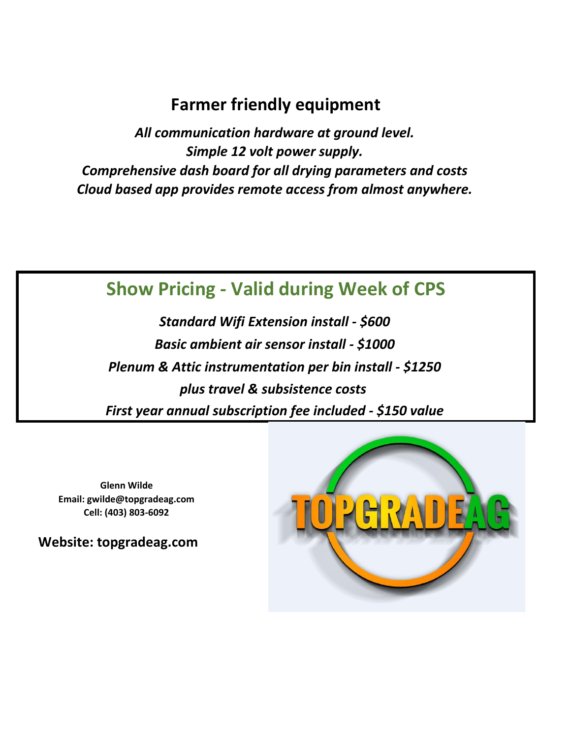## Farmer friendly equipment

*All communication hardware at ground level.*
*Simple 12 volt power supply.*
*Comprehensive dash board for all drying parameters and costs*
*Cloud based app provides remote access from almost anywhere.*

## Show Pricing - Valid during Week of CPS

*Standard Wifi Extension install - $600*

*Basic ambient air sensor install - $1000*

*Plenum & Attic instrumentation per bin install - $1250*

*plus travel & subsistence costs*

*First year annual subscription fee included - $150 value*

**Glenn Wilde**
**Email: gwilde@topgradeag.com**
**Cell: (403) 803-6092**

**Website: topgradeag.com**

TOPGRADEAG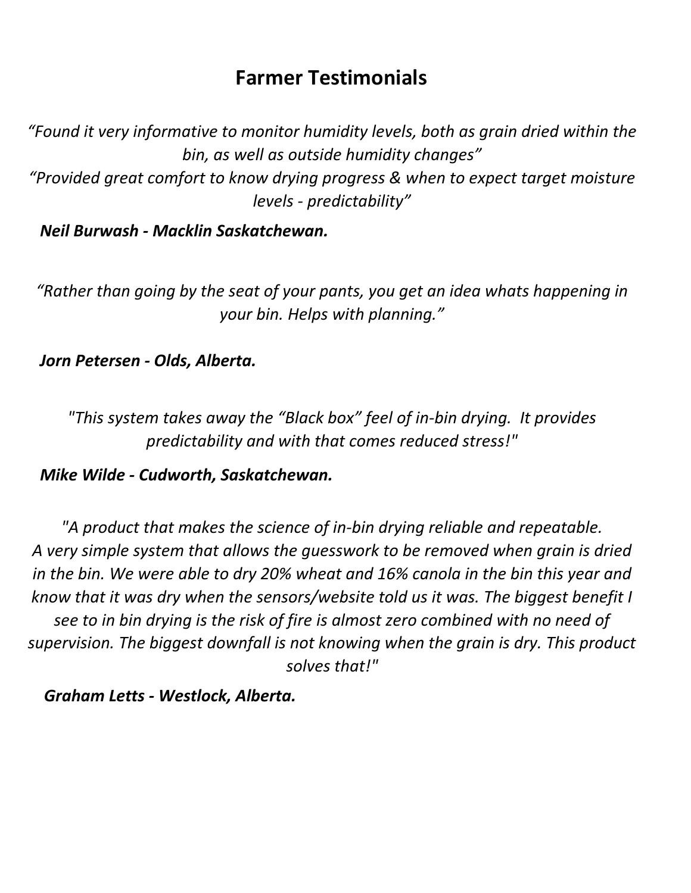# Farmer Testimonials

*“Found it very informative to monitor humidity levels, both as grain dried within the bin, as well as outside humidity changes”*
*“Provided great comfort to know drying progress & when to expect target moisture levels - predictability”*

***Neil Burwash - Macklin Saskatchewan.***

*“Rather than going by the seat of your pants, you get an idea whats happening in your bin. Helps with planning.”*

***Jorn Petersen - Olds, Alberta.***

*"This system takes away the “Black box” feel of in-bin drying.  It provides predictability and with that comes reduced stress!"*

***Mike Wilde - Cudworth, Saskatchewan.***

*"A product that makes the science of in-bin drying reliable and repeatable. A very simple system that allows the guesswork to be removed when grain is dried in the bin. We were able to dry 20% wheat and 16% canola in the bin this year and know that it was dry when the sensors/website told us it was. The biggest benefit I see to in bin drying is the risk of fire is almost zero combined with no need of supervision. The biggest downfall is not knowing when the grain is dry. This product solves that!"*

***Graham Letts - Westlock, Alberta.***